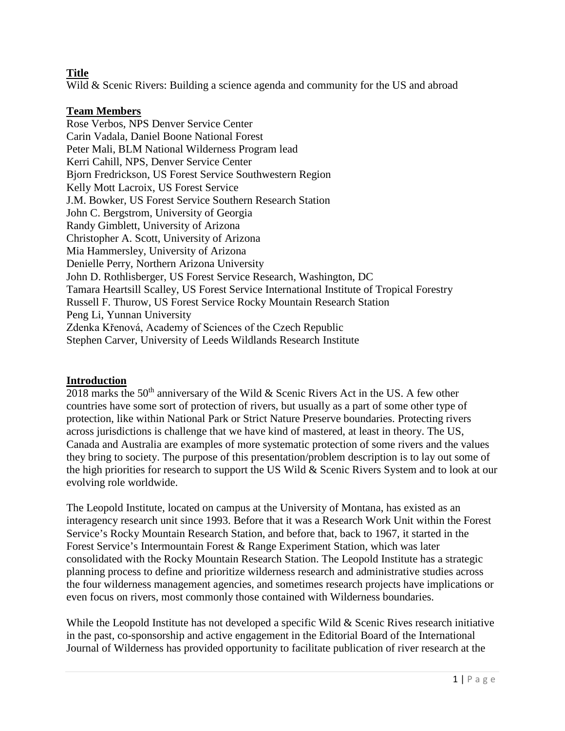**Title**

Wild & Scenic Rivers: Building a science agenda and community for the US and abroad

**Team Members**

Rose Verbos, NPS Denver Service Center
Carin Vadala, Daniel Boone National Forest
Peter Mali, BLM National Wilderness Program lead
Kerri Cahill, NPS, Denver Service Center
Bjorn Fredrickson, US Forest Service Southwestern Region
Kelly Mott Lacroix, US Forest Service
J.M. Bowker, US Forest Service Southern Research Station
John C. Bergstrom, University of Georgia
Randy Gimblett, University of Arizona
Christopher A. Scott, University of Arizona
Mia Hammersley, University of Arizona
Denielle Perry, Northern Arizona University
John D. Rothlisberger, US Forest Service Research, Washington, DC
Tamara Heartsill Scalley, US Forest Service International Institute of Tropical Forestry
Russell F. Thurow, US Forest Service Rocky Mountain Research Station
Peng Li, Yunnan University
Zdenka Křenová, Academy of Sciences of the Czech Republic
Stephen Carver, University of Leeds Wildlands Research Institute

**Introduction**

2018 marks the 50th anniversary of the Wild & Scenic Rivers Act in the US. A few other countries have some sort of protection of rivers, but usually as a part of some other type of protection, like within National Park or Strict Nature Preserve boundaries. Protecting rivers across jurisdictions is challenge that we have kind of mastered, at least in theory. The US, Canada and Australia are examples of more systematic protection of some rivers and the values they bring to society. The purpose of this presentation/problem description is to lay out some of the high priorities for research to support the US Wild & Scenic Rivers System and to look at our evolving role worldwide.

The Leopold Institute, located on campus at the University of Montana, has existed as an interagency research unit since 1993. Before that it was a Research Work Unit within the Forest Service's Rocky Mountain Research Station, and before that, back to 1967, it started in the Forest Service's Intermountain Forest & Range Experiment Station, which was later consolidated with the Rocky Mountain Research Station. The Leopold Institute has a strategic planning process to define and prioritize wilderness research and administrative studies across the four wilderness management agencies, and sometimes research projects have implications or even focus on rivers, most commonly those contained with Wilderness boundaries.

While the Leopold Institute has not developed a specific Wild & Scenic Rives research initiative in the past, co-sponsorship and active engagement in the Editorial Board of the International Journal of Wilderness has provided opportunity to facilitate publication of river research at the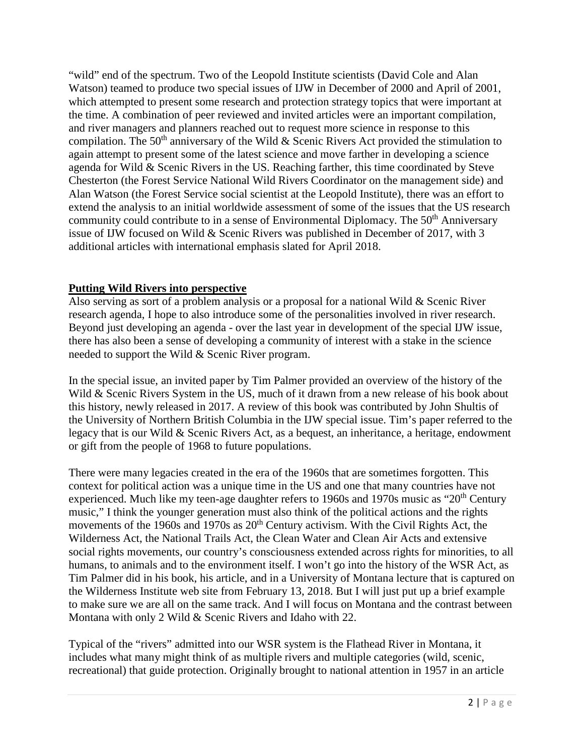"wild" end of the spectrum. Two of the Leopold Institute scientists (David Cole and Alan Watson) teamed to produce two special issues of IJW in December of 2000 and April of 2001, which attempted to present some research and protection strategy topics that were important at the time. A combination of peer reviewed and invited articles were an important compilation, and river managers and planners reached out to request more science in response to this compilation. The 50th anniversary of the Wild & Scenic Rivers Act provided the stimulation to again attempt to present some of the latest science and move farther in developing a science agenda for Wild & Scenic Rivers in the US. Reaching farther, this time coordinated by Steve Chesterton (the Forest Service National Wild Rivers Coordinator on the management side) and Alan Watson (the Forest Service social scientist at the Leopold Institute), there was an effort to extend the analysis to an initial worldwide assessment of some of the issues that the US research community could contribute to in a sense of Environmental Diplomacy. The 50th Anniversary issue of IJW focused on Wild & Scenic Rivers was published in December of 2017, with 3 additional articles with international emphasis slated for April 2018.

## Putting Wild Rivers into perspective

Also serving as sort of a problem analysis or a proposal for a national Wild & Scenic River research agenda, I hope to also introduce some of the personalities involved in river research. Beyond just developing an agenda - over the last year in development of the special IJW issue, there has also been a sense of developing a community of interest with a stake in the science needed to support the Wild & Scenic River program.

In the special issue, an invited paper by Tim Palmer provided an overview of the history of the Wild & Scenic Rivers System in the US, much of it drawn from a new release of his book about this history, newly released in 2017. A review of this book was contributed by John Shultis of the University of Northern British Columbia in the IJW special issue. Tim's paper referred to the legacy that is our Wild & Scenic Rivers Act, as a bequest, an inheritance, a heritage, endowment or gift from the people of 1968 to future populations.

There were many legacies created in the era of the 1960s that are sometimes forgotten. This context for political action was a unique time in the US and one that many countries have not experienced. Much like my teen-age daughter refers to 1960s and 1970s music as "20th Century music," I think the younger generation must also think of the political actions and the rights movements of the 1960s and 1970s as 20th Century activism. With the Civil Rights Act, the Wilderness Act, the National Trails Act, the Clean Water and Clean Air Acts and extensive social rights movements, our country's consciousness extended across rights for minorities, to all humans, to animals and to the environment itself. I won't go into the history of the WSR Act, as Tim Palmer did in his book, his article, and in a University of Montana lecture that is captured on the Wilderness Institute web site from February 13, 2018. But I will just put up a brief example to make sure we are all on the same track. And I will focus on Montana and the contrast between Montana with only 2 Wild & Scenic Rivers and Idaho with 22.

Typical of the "rivers" admitted into our WSR system is the Flathead River in Montana, it includes what many might think of as multiple rivers and multiple categories (wild, scenic, recreational) that guide protection. Originally brought to national attention in 1957 in an article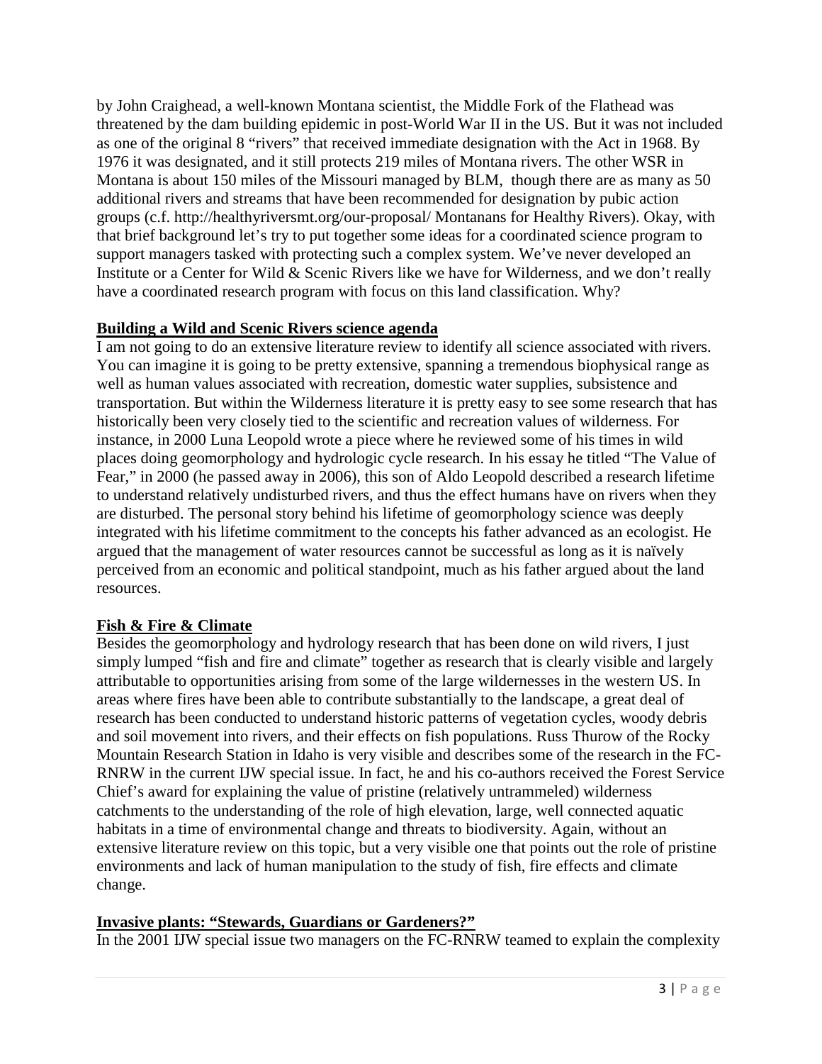by John Craighead, a well-known Montana scientist, the Middle Fork of the Flathead was threatened by the dam building epidemic in post-World War II in the US. But it was not included as one of the original 8 "rivers" that received immediate designation with the Act in 1968. By 1976 it was designated, and it still protects 219 miles of Montana rivers. The other WSR in Montana is about 150 miles of the Missouri managed by BLM, though there are as many as 50 additional rivers and streams that have been recommended for designation by pubic action groups (c.f. http://healthyriversmt.org/our-proposal/ Montanans for Healthy Rivers). Okay, with that brief background let's try to put together some ideas for a coordinated science program to support managers tasked with protecting such a complex system. We've never developed an Institute or a Center for Wild & Scenic Rivers like we have for Wilderness, and we don't really have a coordinated research program with focus on this land classification. Why?

## Building a Wild and Scenic Rivers science agenda

I am not going to do an extensive literature review to identify all science associated with rivers. You can imagine it is going to be pretty extensive, spanning a tremendous biophysical range as well as human values associated with recreation, domestic water supplies, subsistence and transportation. But within the Wilderness literature it is pretty easy to see some research that has historically been very closely tied to the scientific and recreation values of wilderness. For instance, in 2000 Luna Leopold wrote a piece where he reviewed some of his times in wild places doing geomorphology and hydrologic cycle research. In his essay he titled "The Value of Fear," in 2000 (he passed away in 2006), this son of Aldo Leopold described a research lifetime to understand relatively undisturbed rivers, and thus the effect humans have on rivers when they are disturbed. The personal story behind his lifetime of geomorphology science was deeply integrated with his lifetime commitment to the concepts his father advanced as an ecologist. He argued that the management of water resources cannot be successful as long as it is naïvely perceived from an economic and political standpoint, much as his father argued about the land resources.

## Fish & Fire & Climate

Besides the geomorphology and hydrology research that has been done on wild rivers, I just simply lumped "fish and fire and climate" together as research that is clearly visible and largely attributable to opportunities arising from some of the large wildernesses in the western US. In areas where fires have been able to contribute substantially to the landscape, a great deal of research has been conducted to understand historic patterns of vegetation cycles, woody debris and soil movement into rivers, and their effects on fish populations. Russ Thurow of the Rocky Mountain Research Station in Idaho is very visible and describes some of the research in the FC-RNRW in the current IJW special issue. In fact, he and his co-authors received the Forest Service Chief's award for explaining the value of pristine (relatively untrammeled) wilderness catchments to the understanding of the role of high elevation, large, well connected aquatic habitats in a time of environmental change and threats to biodiversity. Again, without an extensive literature review on this topic, but a very visible one that points out the role of pristine environments and lack of human manipulation to the study of fish, fire effects and climate change.

## Invasive plants: "Stewards, Guardians or Gardeners?"

In the 2001 IJW special issue two managers on the FC-RNRW teamed to explain the complexity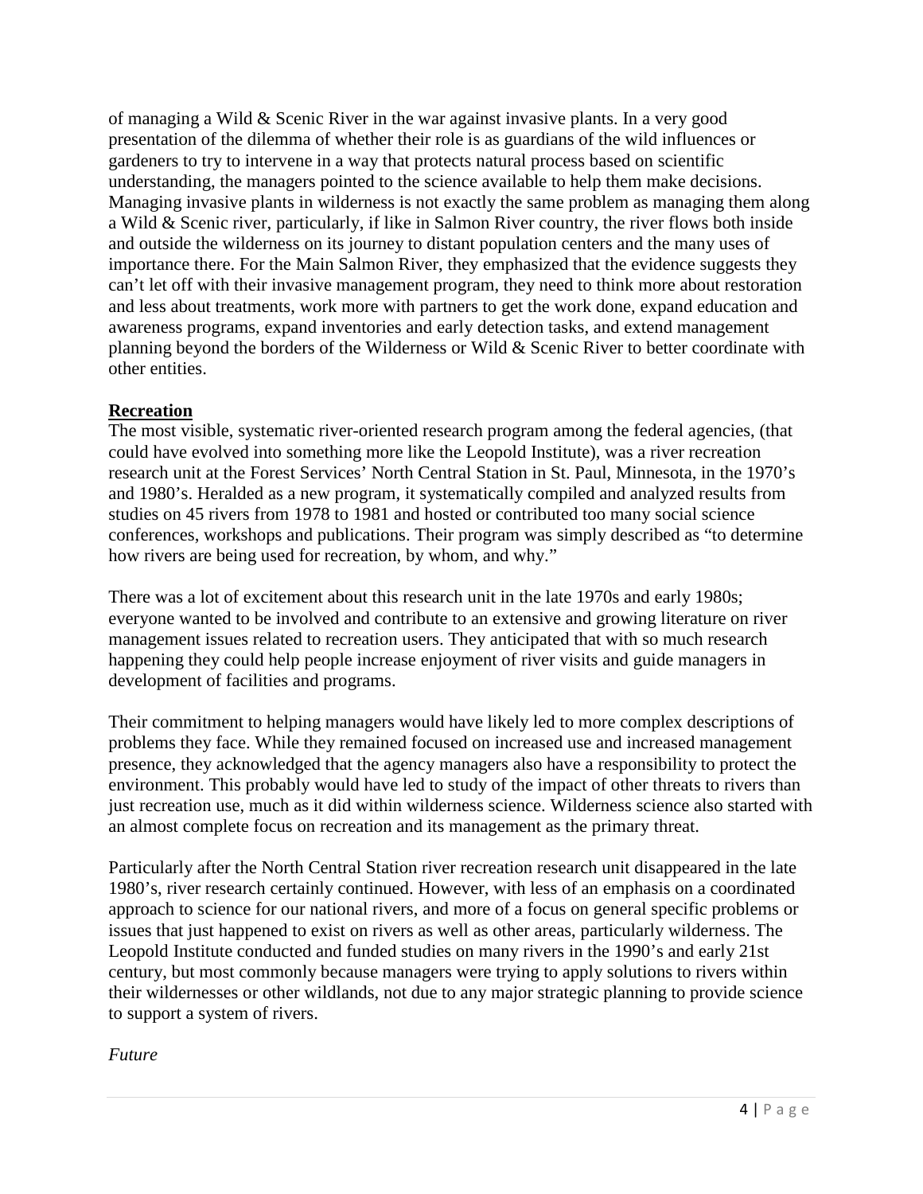of managing a Wild & Scenic River in the war against invasive plants. In a very good presentation of the dilemma of whether their role is as guardians of the wild influences or gardeners to try to intervene in a way that protects natural process based on scientific understanding, the managers pointed to the science available to help them make decisions. Managing invasive plants in wilderness is not exactly the same problem as managing them along a Wild & Scenic river, particularly, if like in Salmon River country, the river flows both inside and outside the wilderness on its journey to distant population centers and the many uses of importance there. For the Main Salmon River, they emphasized that the evidence suggests they can't let off with their invasive management program, they need to think more about restoration and less about treatments, work more with partners to get the work done, expand education and awareness programs, expand inventories and early detection tasks, and extend management planning beyond the borders of the Wilderness or Wild & Scenic River to better coordinate with other entities.

**Recreation**

The most visible, systematic river-oriented research program among the federal agencies, (that could have evolved into something more like the Leopold Institute), was a river recreation research unit at the Forest Services' North Central Station in St. Paul, Minnesota, in the 1970's and 1980's. Heralded as a new program, it systematically compiled and analyzed results from studies on 45 rivers from 1978 to 1981 and hosted or contributed too many social science conferences, workshops and publications. Their program was simply described as "to determine how rivers are being used for recreation, by whom, and why."

There was a lot of excitement about this research unit in the late 1970s and early 1980s; everyone wanted to be involved and contribute to an extensive and growing literature on river management issues related to recreation users. They anticipated that with so much research happening they could help people increase enjoyment of river visits and guide managers in development of facilities and programs.

Their commitment to helping managers would have likely led to more complex descriptions of problems they face. While they remained focused on increased use and increased management presence, they acknowledged that the agency managers also have a responsibility to protect the environment. This probably would have led to study of the impact of other threats to rivers than just recreation use, much as it did within wilderness science. Wilderness science also started with an almost complete focus on recreation and its management as the primary threat.

Particularly after the North Central Station river recreation research unit disappeared in the late 1980's, river research certainly continued. However, with less of an emphasis on a coordinated approach to science for our national rivers, and more of a focus on general specific problems or issues that just happened to exist on rivers as well as other areas, particularly wilderness. The Leopold Institute conducted and funded studies on many rivers in the 1990's and early 21st century, but most commonly because managers were trying to apply solutions to rivers within their wildernesses or other wildlands, not due to any major strategic planning to provide science to support a system of rivers.

*Future*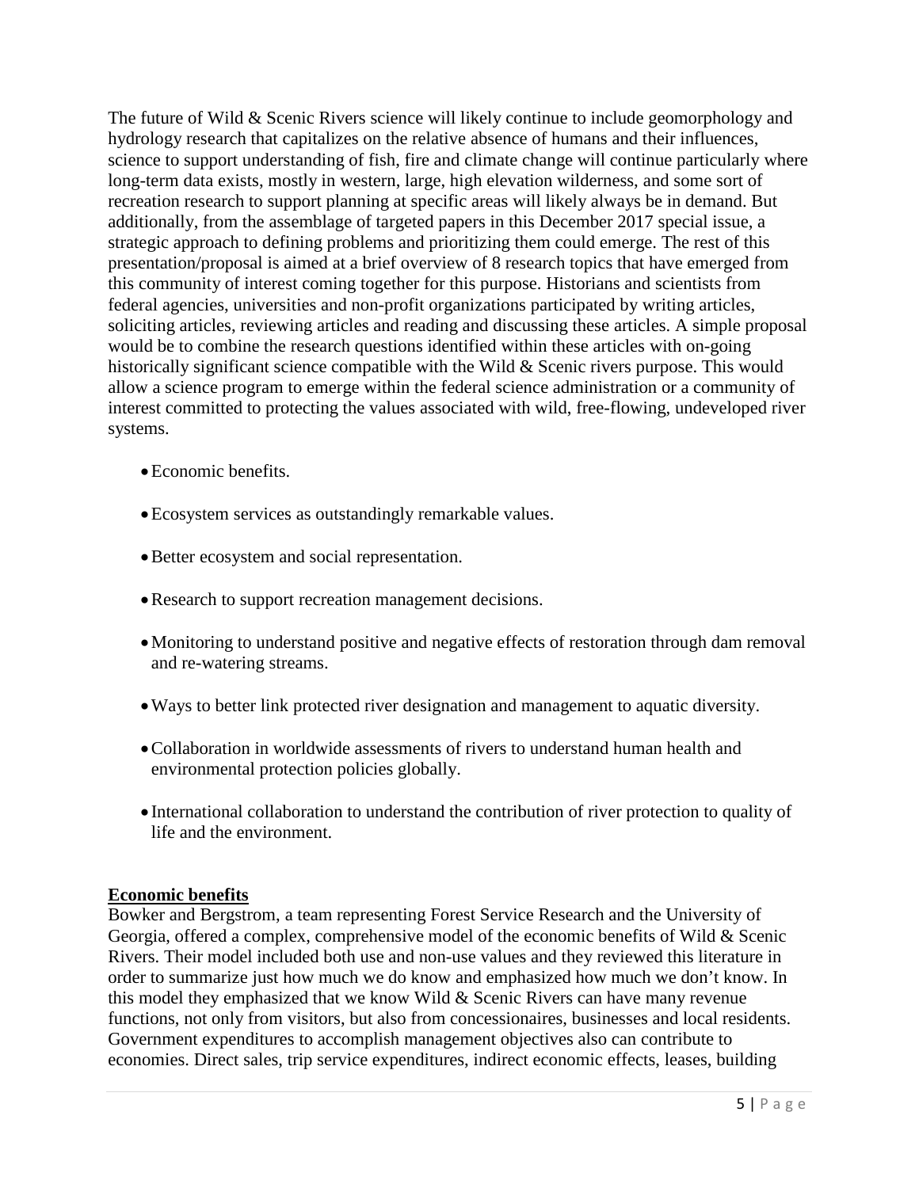The future of Wild & Scenic Rivers science will likely continue to include geomorphology and hydrology research that capitalizes on the relative absence of humans and their influences, science to support understanding of fish, fire and climate change will continue particularly where long-term data exists, mostly in western, large, high elevation wilderness, and some sort of recreation research to support planning at specific areas will likely always be in demand. But additionally, from the assemblage of targeted papers in this December 2017 special issue, a strategic approach to defining problems and prioritizing them could emerge. The rest of this presentation/proposal is aimed at a brief overview of 8 research topics that have emerged from this community of interest coming together for this purpose. Historians and scientists from federal agencies, universities and non-profit organizations participated by writing articles, soliciting articles, reviewing articles and reading and discussing these articles. A simple proposal would be to combine the research questions identified within these articles with on-going historically significant science compatible with the Wild & Scenic rivers purpose. This would allow a science program to emerge within the federal science administration or a community of interest committed to protecting the values associated with wild, free-flowing, undeveloped river systems.

- Economic benefits.
- Ecosystem services as outstandingly remarkable values.
- Better ecosystem and social representation.
- Research to support recreation management decisions.
- Monitoring to understand positive and negative effects of restoration through dam removal and re-watering streams.
- Ways to better link protected river designation and management to aquatic diversity.
- Collaboration in worldwide assessments of rivers to understand human health and environmental protection policies globally.
- International collaboration to understand the contribution of river protection to quality of life and the environment.

## Economic benefits

Bowker and Bergstrom, a team representing Forest Service Research and the University of Georgia, offered a complex, comprehensive model of the economic benefits of Wild & Scenic Rivers. Their model included both use and non-use values and they reviewed this literature in order to summarize just how much we do know and emphasized how much we don't know. In this model they emphasized that we know Wild & Scenic Rivers can have many revenue functions, not only from visitors, but also from concessionaires, businesses and local residents. Government expenditures to accomplish management objectives also can contribute to economies. Direct sales, trip service expenditures, indirect economic effects, leases, building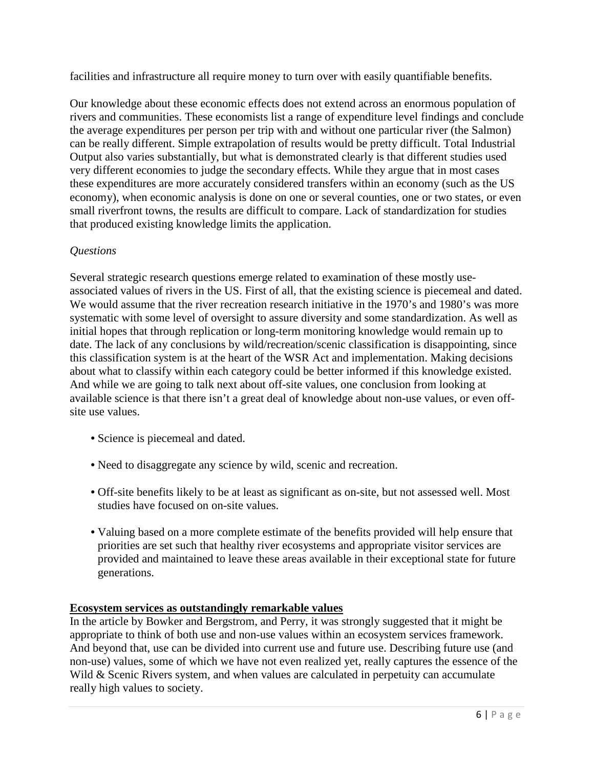facilities and infrastructure all require money to turn over with easily quantifiable benefits.

Our knowledge about these economic effects does not extend across an enormous population of rivers and communities. These economists list a range of expenditure level findings and conclude the average expenditures per person per trip with and without one particular river (the Salmon) can be really different. Simple extrapolation of results would be pretty difficult. Total Industrial Output also varies substantially, but what is demonstrated clearly is that different studies used very different economies to judge the secondary effects. While they argue that in most cases these expenditures are more accurately considered transfers within an economy (such as the US economy), when economic analysis is done on one or several counties, one or two states, or even small riverfront towns, the results are difficult to compare. Lack of standardization for studies that produced existing knowledge limits the application.

*Questions*

Several strategic research questions emerge related to examination of these mostly use-associated values of rivers in the US. First of all, that the existing science is piecemeal and dated. We would assume that the river recreation research initiative in the 1970's and 1980's was more systematic with some level of oversight to assure diversity and some standardization. As well as initial hopes that through replication or long-term monitoring knowledge would remain up to date. The lack of any conclusions by wild/recreation/scenic classification is disappointing, since this classification system is at the heart of the WSR Act and implementation. Making decisions about what to classify within each category could be better informed if this knowledge existed. And while we are going to talk next about off-site values, one conclusion from looking at available science is that there isn't a great deal of knowledge about non-use values, or even off-site use values.

- Science is piecemeal and dated.
- Need to disaggregate any science by wild, scenic and recreation.
- Off-site benefits likely to be at least as significant as on-site, but not assessed well. Most studies have focused on on-site values.
- Valuing based on a more complete estimate of the benefits provided will help ensure that priorities are set such that healthy river ecosystems and appropriate visitor services are provided and maintained to leave these areas available in their exceptional state for future generations.

**Ecosystem services as outstandingly remarkable values**

In the article by Bowker and Bergstrom, and Perry, it was strongly suggested that it might be appropriate to think of both use and non-use values within an ecosystem services framework. And beyond that, use can be divided into current use and future use. Describing future use (and non-use) values, some of which we have not even realized yet, really captures the essence of the Wild & Scenic Rivers system, and when values are calculated in perpetuity can accumulate really high values to society.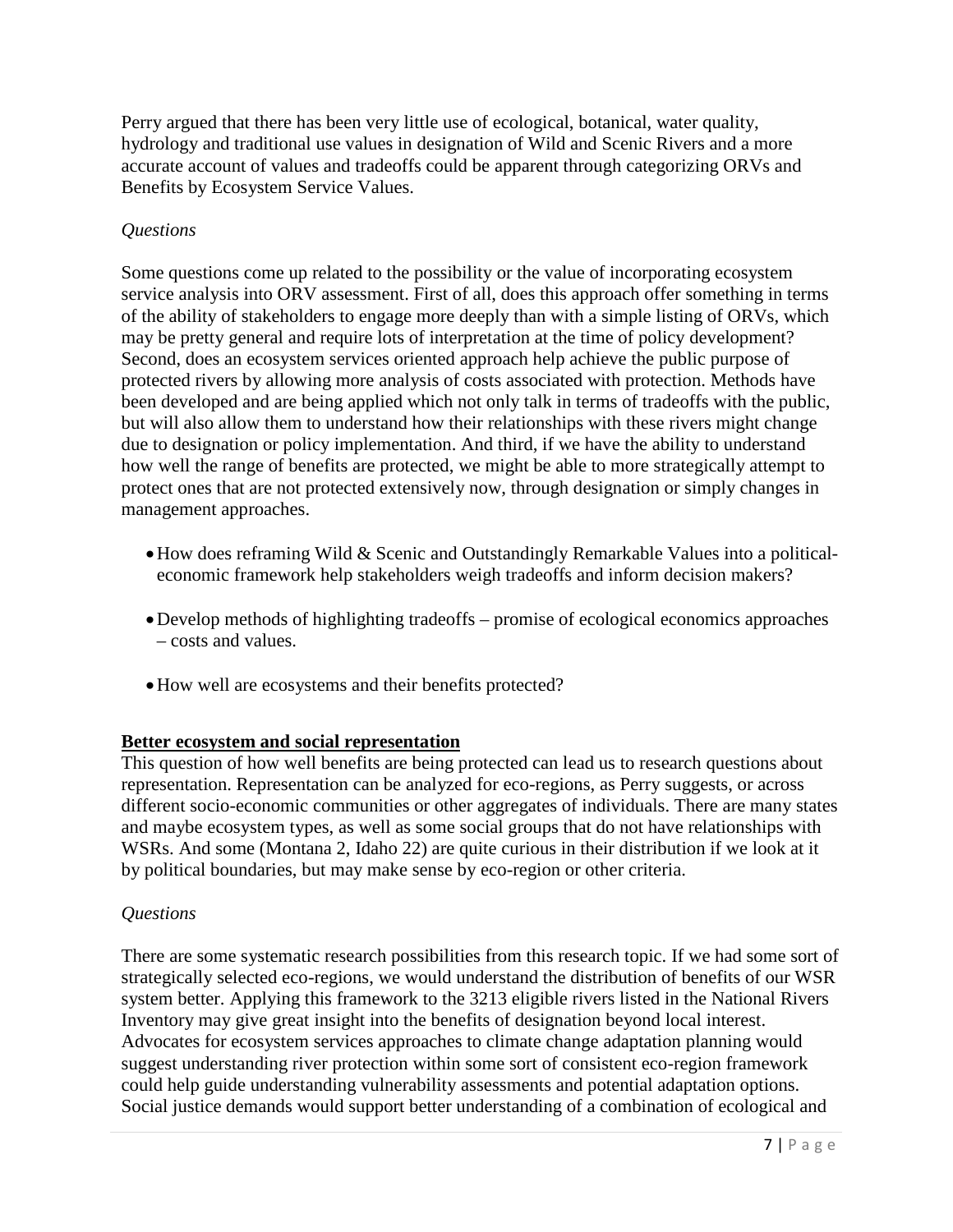Perry argued that there has been very little use of ecological, botanical, water quality, hydrology and traditional use values in designation of Wild and Scenic Rivers and a more accurate account of values and tradeoffs could be apparent through categorizing ORVs and Benefits by Ecosystem Service Values.

*Questions*

Some questions come up related to the possibility or the value of incorporating ecosystem service analysis into ORV assessment. First of all, does this approach offer something in terms of the ability of stakeholders to engage more deeply than with a simple listing of ORVs, which may be pretty general and require lots of interpretation at the time of policy development? Second, does an ecosystem services oriented approach help achieve the public purpose of protected rivers by allowing more analysis of costs associated with protection. Methods have been developed and are being applied which not only talk in terms of tradeoffs with the public, but will also allow them to understand how their relationships with these rivers might change due to designation or policy implementation. And third, if we have the ability to understand how well the range of benefits are protected, we might be able to more strategically attempt to protect ones that are not protected extensively now, through designation or simply changes in management approaches.

- How does reframing Wild & Scenic and Outstandingly Remarkable Values into a political-economic framework help stakeholders weigh tradeoffs and inform decision makers?
- Develop methods of highlighting tradeoffs – promise of ecological economics approaches – costs and values.
- How well are ecosystems and their benefits protected?

**Better ecosystem and social representation**

This question of how well benefits are being protected can lead us to research questions about representation. Representation can be analyzed for eco-regions, as Perry suggests, or across different socio-economic communities or other aggregates of individuals. There are many states and maybe ecosystem types, as well as some social groups that do not have relationships with WSRs. And some (Montana 2, Idaho 22) are quite curious in their distribution if we look at it by political boundaries, but may make sense by eco-region or other criteria.

*Questions*

There are some systematic research possibilities from this research topic. If we had some sort of strategically selected eco-regions, we would understand the distribution of benefits of our WSR system better. Applying this framework to the 3213 eligible rivers listed in the National Rivers Inventory may give great insight into the benefits of designation beyond local interest. Advocates for ecosystem services approaches to climate change adaptation planning would suggest understanding river protection within some sort of consistent eco-region framework could help guide understanding vulnerability assessments and potential adaptation options. Social justice demands would support better understanding of a combination of ecological and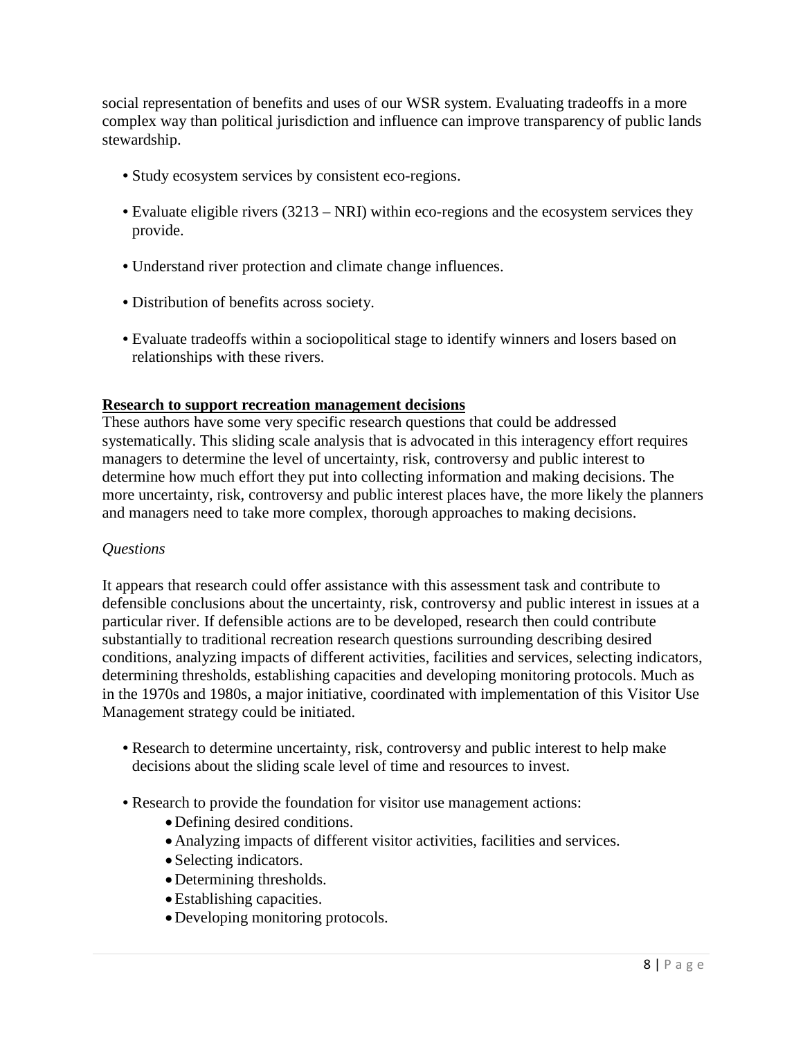social representation of benefits and uses of our WSR system. Evaluating tradeoffs in a more complex way than political jurisdiction and influence can improve transparency of public lands stewardship.

- Study ecosystem services by consistent eco-regions.
- Evaluate eligible rivers (3213 – NRI) within eco-regions and the ecosystem services they provide.
- Understand river protection and climate change influences.
- Distribution of benefits across society.
- Evaluate tradeoffs within a sociopolitical stage to identify winners and losers based on relationships with these rivers.

**Research to support recreation management decisions**

These authors have some very specific research questions that could be addressed systematically. This sliding scale analysis that is advocated in this interagency effort requires managers to determine the level of uncertainty, risk, controversy and public interest to determine how much effort they put into collecting information and making decisions. The more uncertainty, risk, controversy and public interest places have, the more likely the planners and managers need to take more complex, thorough approaches to making decisions.

*Questions*

It appears that research could offer assistance with this assessment task and contribute to defensible conclusions about the uncertainty, risk, controversy and public interest in issues at a particular river. If defensible actions are to be developed, research then could contribute substantially to traditional recreation research questions surrounding describing desired conditions, analyzing impacts of different activities, facilities and services, selecting indicators, determining thresholds, establishing capacities and developing monitoring protocols. Much as in the 1970s and 1980s, a major initiative, coordinated with implementation of this Visitor Use Management strategy could be initiated.

- Research to determine uncertainty, risk, controversy and public interest to help make decisions about the sliding scale level of time and resources to invest.
- Research to provide the foundation for visitor use management actions:
  - Defining desired conditions.
  - Analyzing impacts of different visitor activities, facilities and services.
  - Selecting indicators.
  - Determining thresholds.
  - Establishing capacities.
  - Developing monitoring protocols.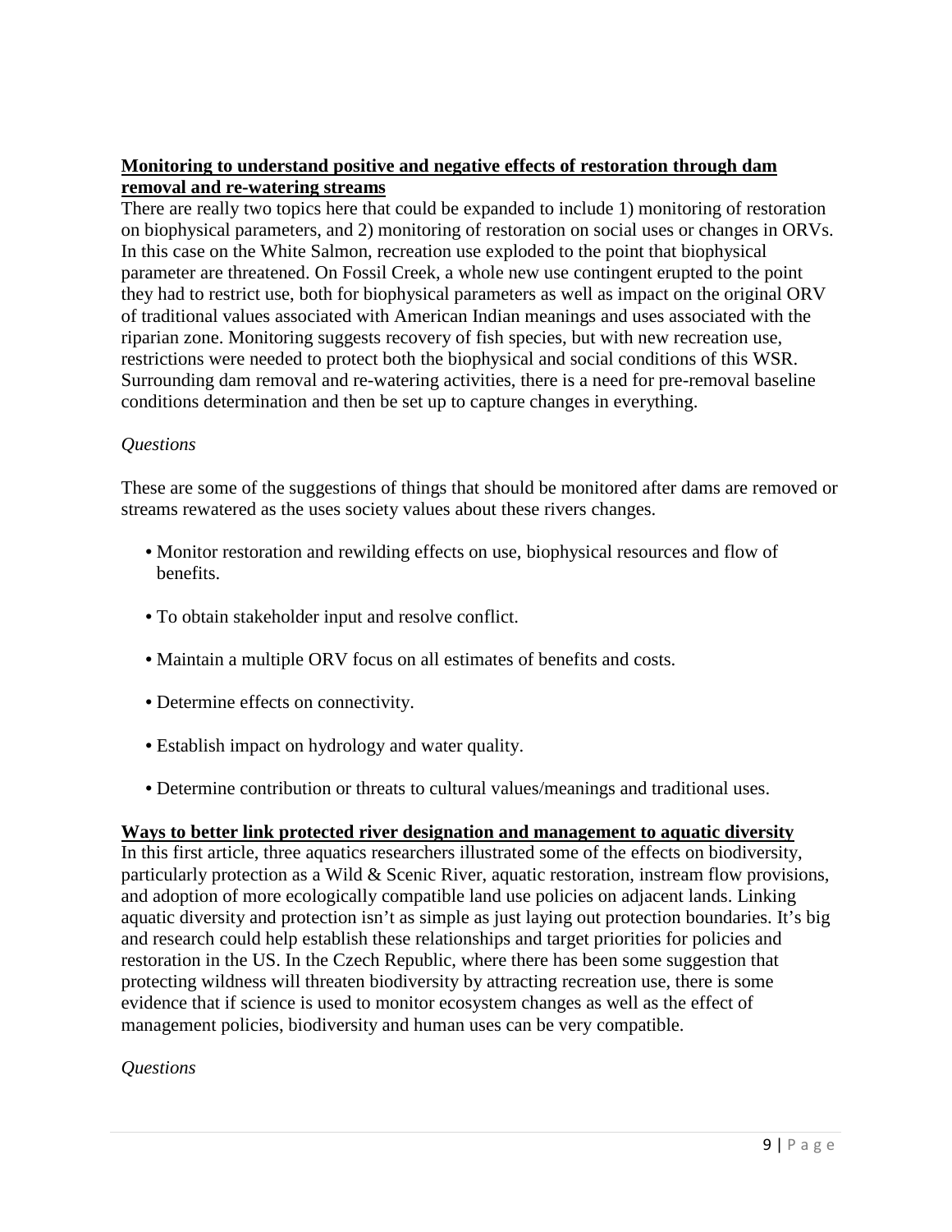**Monitoring to understand positive and negative effects of restoration through dam removal and re-watering streams**

There are really two topics here that could be expanded to include 1) monitoring of restoration on biophysical parameters, and 2) monitoring of restoration on social uses or changes in ORVs. In this case on the White Salmon, recreation use exploded to the point that biophysical parameter are threatened. On Fossil Creek, a whole new use contingent erupted to the point they had to restrict use, both for biophysical parameters as well as impact on the original ORV of traditional values associated with American Indian meanings and uses associated with the riparian zone. Monitoring suggests recovery of fish species, but with new recreation use, restrictions were needed to protect both the biophysical and social conditions of this WSR. Surrounding dam removal and re-watering activities, there is a need for pre-removal baseline conditions determination and then be set up to capture changes in everything.

*Questions*

These are some of the suggestions of things that should be monitored after dams are removed or streams rewatered as the uses society values about these rivers changes.

- Monitor restoration and rewilding effects on use, biophysical resources and flow of benefits.
- To obtain stakeholder input and resolve conflict.
- Maintain a multiple ORV focus on all estimates of benefits and costs.
- Determine effects on connectivity.
- Establish impact on hydrology and water quality.
- Determine contribution or threats to cultural values/meanings and traditional uses.

**Ways to better link protected river designation and management to aquatic diversity**

In this first article, three aquatics researchers illustrated some of the effects on biodiversity, particularly protection as a Wild & Scenic River, aquatic restoration, instream flow provisions, and adoption of more ecologically compatible land use policies on adjacent lands. Linking aquatic diversity and protection isn't as simple as just laying out protection boundaries. It's big and research could help establish these relationships and target priorities for policies and restoration in the US. In the Czech Republic, where there has been some suggestion that protecting wildness will threaten biodiversity by attracting recreation use, there is some evidence that if science is used to monitor ecosystem changes as well as the effect of management policies, biodiversity and human uses can be very compatible.

*Questions*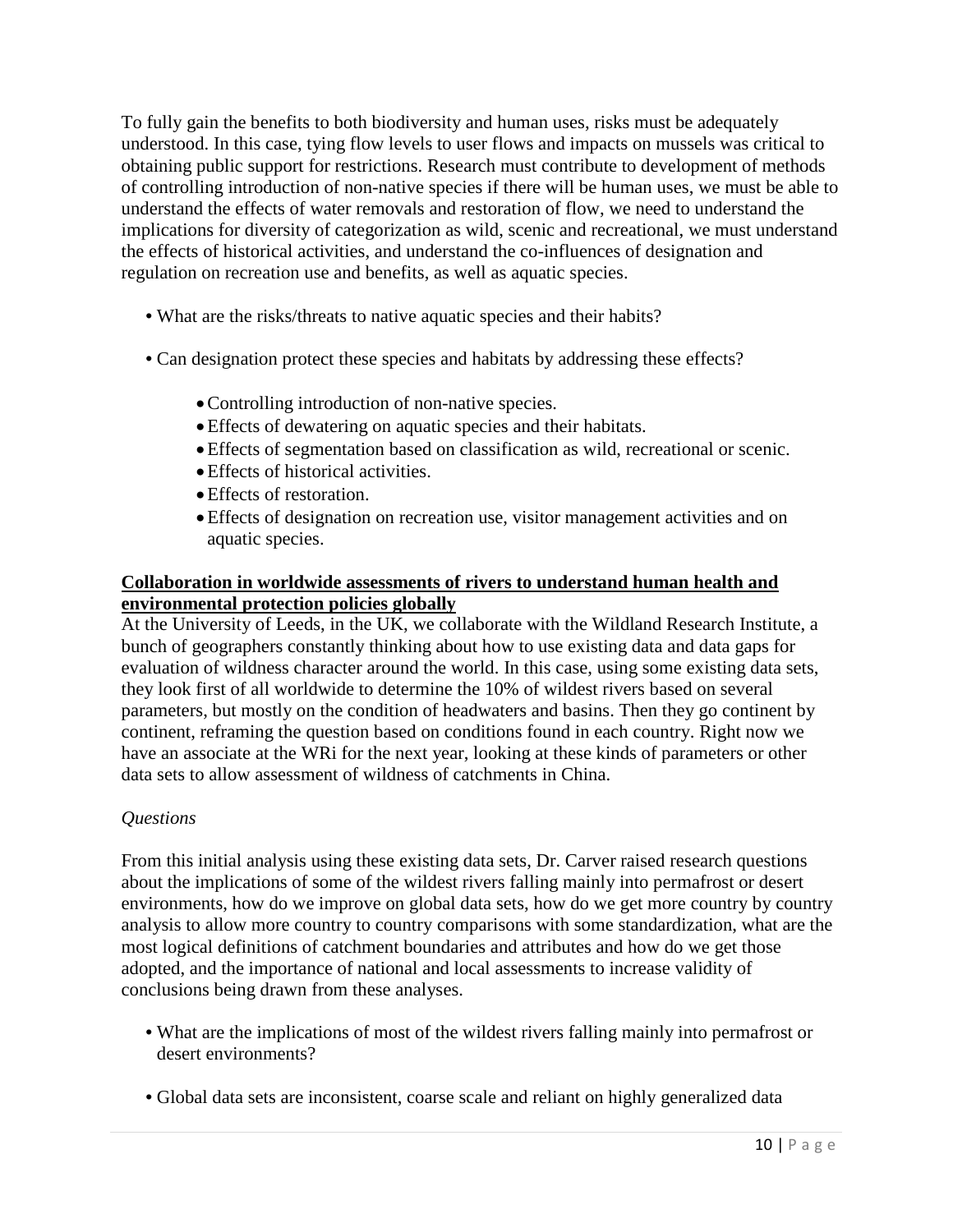To fully gain the benefits to both biodiversity and human uses, risks must be adequately understood. In this case, tying flow levels to user flows and impacts on mussels was critical to obtaining public support for restrictions. Research must contribute to development of methods of controlling introduction of non-native species if there will be human uses, we must be able to understand the effects of water removals and restoration of flow, we need to understand the implications for diversity of categorization as wild, scenic and recreational, we must understand the effects of historical activities, and understand the co-influences of designation and regulation on recreation use and benefits, as well as aquatic species.

- What are the risks/threats to native aquatic species and their habits?
- Can designation protect these species and habitats by addressing these effects?
  - Controlling introduction of non-native species.
  - Effects of dewatering on aquatic species and their habitats.
  - Effects of segmentation based on classification as wild, recreational or scenic.
  - Effects of historical activities.
  - Effects of restoration.
  - Effects of designation on recreation use, visitor management activities and on aquatic species.

**<u>Collaboration in worldwide assessments of rivers to understand human health and environmental protection policies globally</u>**

At the University of Leeds, in the UK, we collaborate with the Wildland Research Institute, a bunch of geographers constantly thinking about how to use existing data and data gaps for evaluation of wildness character around the world. In this case, using some existing data sets, they look first of all worldwide to determine the 10% of wildest rivers based on several parameters, but mostly on the condition of headwaters and basins. Then they go continent by continent, reframing the question based on conditions found in each country. Right now we have an associate at the WRi for the next year, looking at these kinds of parameters or other data sets to allow assessment of wildness of catchments in China.

*Questions*

From this initial analysis using these existing data sets, Dr. Carver raised research questions about the implications of some of the wildest rivers falling mainly into permafrost or desert environments, how do we improve on global data sets, how do we get more country by country analysis to allow more country to country comparisons with some standardization, what are the most logical definitions of catchment boundaries and attributes and how do we get those adopted, and the importance of national and local assessments to increase validity of conclusions being drawn from these analyses.

- What are the implications of most of the wildest rivers falling mainly into permafrost or desert environments?
- Global data sets are inconsistent, coarse scale and reliant on highly generalized data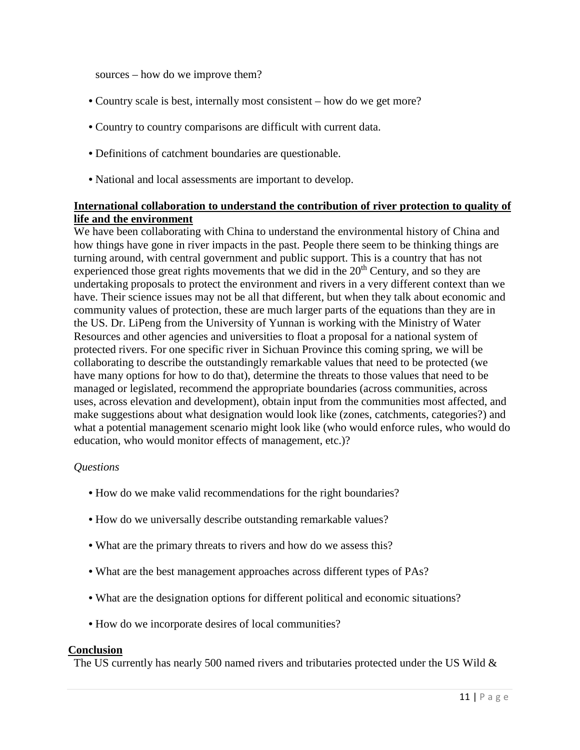sources – how do we improve them?

- Country scale is best, internally most consistent – how do we get more?
- Country to country comparisons are difficult with current data.
- Definitions of catchment boundaries are questionable.
- National and local assessments are important to develop.

**International collaboration to understand the contribution of river protection to quality of life and the environment**

We have been collaborating with China to understand the environmental history of China and how things have gone in river impacts in the past. People there seem to be thinking things are turning around, with central government and public support. This is a country that has not experienced those great rights movements that we did in the 20th Century, and so they are undertaking proposals to protect the environment and rivers in a very different context than we have. Their science issues may not be all that different, but when they talk about economic and community values of protection, these are much larger parts of the equations than they are in the US. Dr. LiPeng from the University of Yunnan is working with the Ministry of Water Resources and other agencies and universities to float a proposal for a national system of protected rivers. For one specific river in Sichuan Province this coming spring, we will be collaborating to describe the outstandingly remarkable values that need to be protected (we have many options for how to do that), determine the threats to those values that need to be managed or legislated, recommend the appropriate boundaries (across communities, across uses, across elevation and development), obtain input from the communities most affected, and make suggestions about what designation would look like (zones, catchments, categories?) and what a potential management scenario might look like (who would enforce rules, who would do education, who would monitor effects of management, etc.)?

*Questions*

- How do we make valid recommendations for the right boundaries?
- How do we universally describe outstanding remarkable values?
- What are the primary threats to rivers and how do we assess this?
- What are the best management approaches across different types of PAs?
- What are the designation options for different political and economic situations?
- How do we incorporate desires of local communities?

**Conclusion**

The US currently has nearly 500 named rivers and tributaries protected under the US Wild &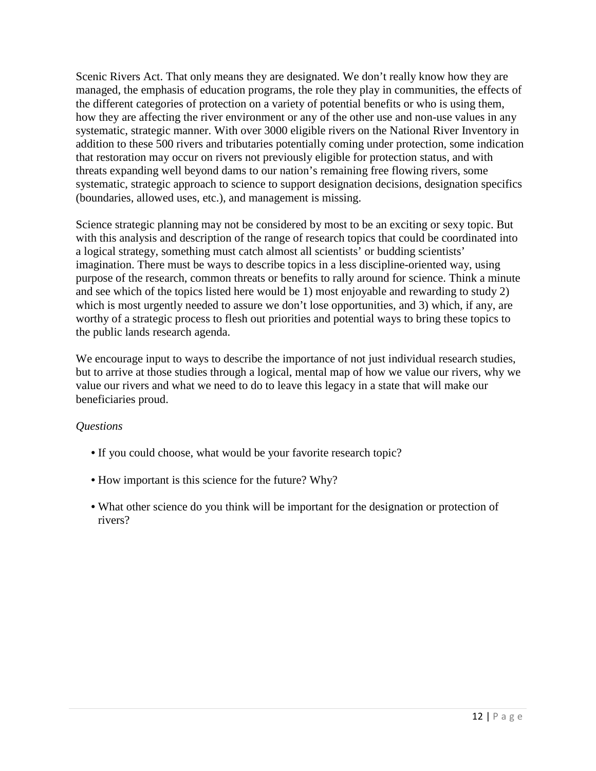Scenic Rivers Act. That only means they are designated. We don't really know how they are managed, the emphasis of education programs, the role they play in communities, the effects of the different categories of protection on a variety of potential benefits or who is using them, how they are affecting the river environment or any of the other use and non-use values in any systematic, strategic manner. With over 3000 eligible rivers on the National River Inventory in addition to these 500 rivers and tributaries potentially coming under protection, some indication that restoration may occur on rivers not previously eligible for protection status, and with threats expanding well beyond dams to our nation's remaining free flowing rivers, some systematic, strategic approach to science to support designation decisions, designation specifics (boundaries, allowed uses, etc.), and management is missing.

Science strategic planning may not be considered by most to be an exciting or sexy topic. But with this analysis and description of the range of research topics that could be coordinated into a logical strategy, something must catch almost all scientists' or budding scientists' imagination. There must be ways to describe topics in a less discipline-oriented way, using purpose of the research, common threats or benefits to rally around for science. Think a minute and see which of the topics listed here would be 1) most enjoyable and rewarding to study 2) which is most urgently needed to assure we don't lose opportunities, and 3) which, if any, are worthy of a strategic process to flesh out priorities and potential ways to bring these topics to the public lands research agenda.

We encourage input to ways to describe the importance of not just individual research studies, but to arrive at those studies through a logical, mental map of how we value our rivers, why we value our rivers and what we need to do to leave this legacy in a state that will make our beneficiaries proud.

*Questions*

- If you could choose, what would be your favorite research topic?
- How important is this science for the future? Why?
- What other science do you think will be important for the designation or protection of rivers?